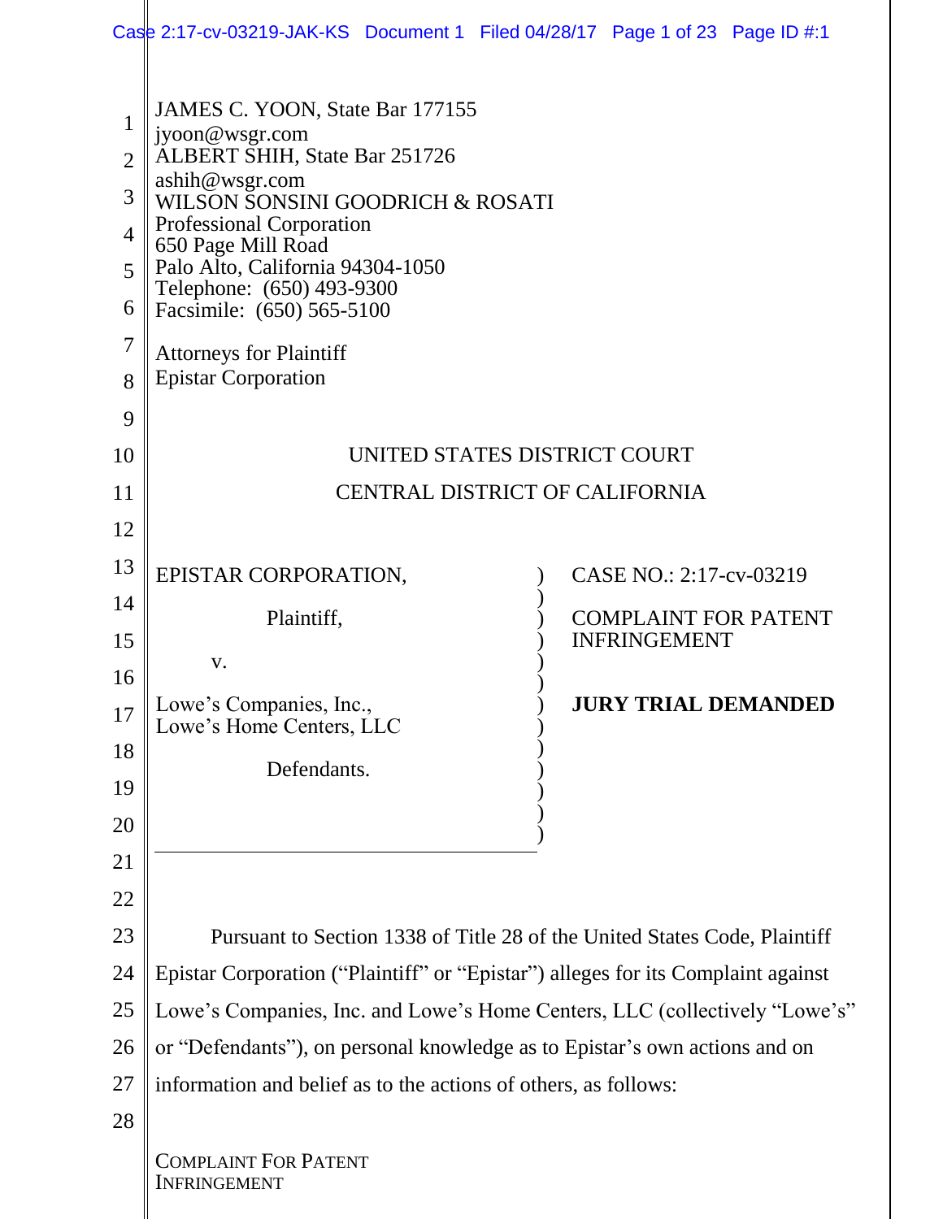JAMES C. YOON, State Bar 177155
jyoon@wsgr.com
ALBERT SHIH, State Bar 251726
ashih@wsgr.com
WILSON SONSINI GOODRICH & ROSATI
Professional Corporation
650 Page Mill Road
Palo Alto, California 94304-1050
Telephone: (650) 493-9300
Facsimile: (650) 565-5100

Attorneys for Plaintiff
Epistar Corporation

UNITED STATES DISTRICT COURT

CENTRAL DISTRICT OF CALIFORNIA

| | |
|---|---|
| EPISTAR CORPORATION,<br><br>Plaintiff,<br><br>v.<br><br>Lowe's Companies, Inc.,<br>Lowe's Home Centers, LLC<br><br>Defendants. | CASE NO.: 2:17-cv-03219<br><br>COMPLAINT FOR PATENT INFRINGEMENT<br><br>**JURY TRIAL DEMANDED** |

Pursuant to Section 1338 of Title 28 of the United States Code, Plaintiff Epistar Corporation ("Plaintiff" or "Epistar") alleges for its Complaint against Lowe's Companies, Inc. and Lowe's Home Centers, LLC (collectively "Lowe's" or "Defendants"), on personal knowledge as to Epistar's own actions and on information and belief as to the actions of others, as follows: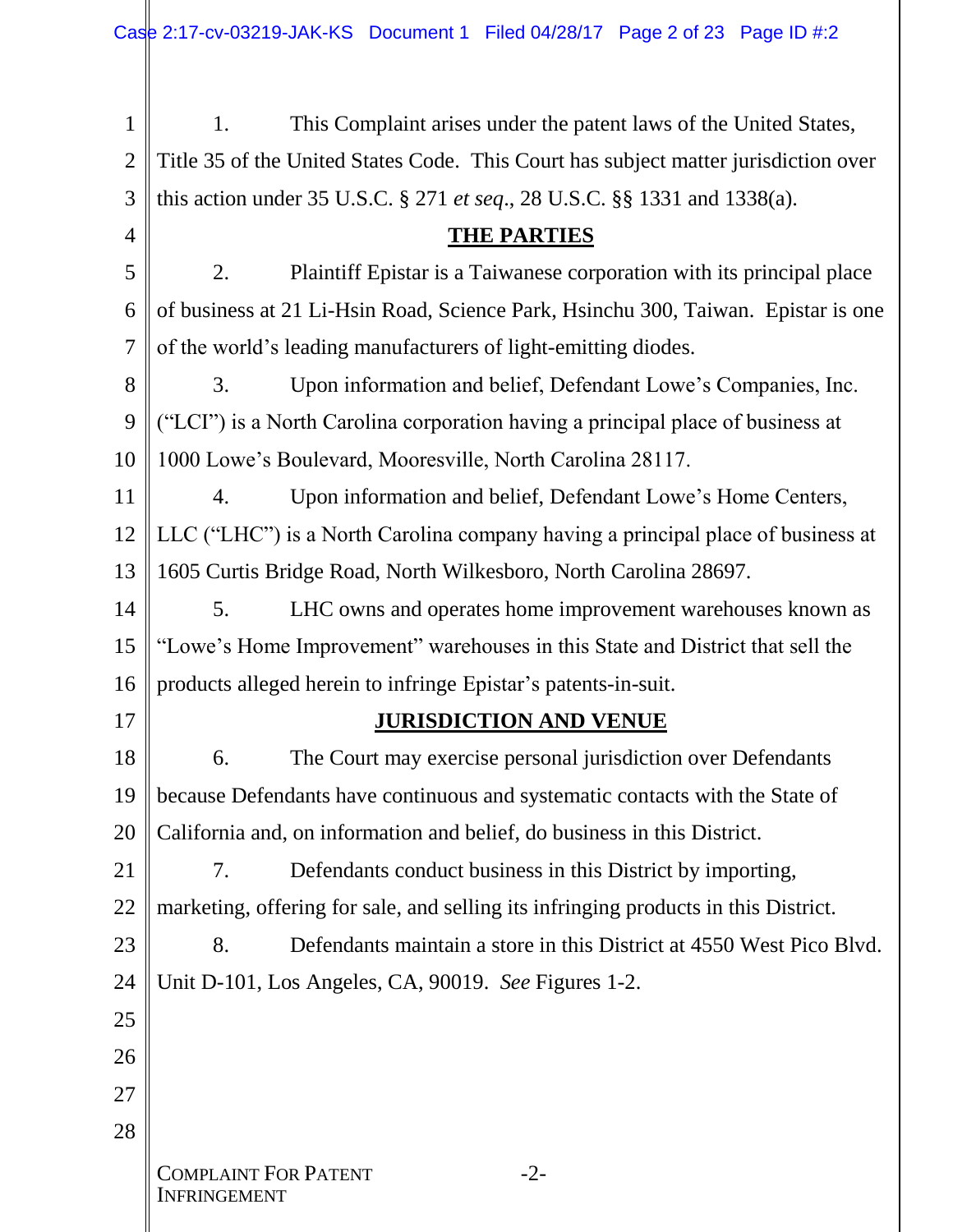1. This Complaint arises under the patent laws of the United States, Title 35 of the United States Code. This Court has subject matter jurisdiction over this action under 35 U.S.C. § 271 *et seq*., 28 U.S.C. §§ 1331 and 1338(a).

## THE PARTIES

2. Plaintiff Epistar is a Taiwanese corporation with its principal place of business at 21 Li-Hsin Road, Science Park, Hsinchu 300, Taiwan. Epistar is one of the world's leading manufacturers of light-emitting diodes.

3. Upon information and belief, Defendant Lowe's Companies, Inc. ("LCI") is a North Carolina corporation having a principal place of business at 1000 Lowe's Boulevard, Mooresville, North Carolina 28117.

4. Upon information and belief, Defendant Lowe's Home Centers, LLC ("LHC") is a North Carolina company having a principal place of business at 1605 Curtis Bridge Road, North Wilkesboro, North Carolina 28697.

5. LHC owns and operates home improvement warehouses known as "Lowe's Home Improvement" warehouses in this State and District that sell the products alleged herein to infringe Epistar's patents-in-suit.

## JURISDICTION AND VENUE

6. The Court may exercise personal jurisdiction over Defendants because Defendants have continuous and systematic contacts with the State of California and, on information and belief, do business in this District.

7. Defendants conduct business in this District by importing, marketing, offering for sale, and selling its infringing products in this District.

8. Defendants maintain a store in this District at 4550 West Pico Blvd. Unit D-101, Los Angeles, CA, 90019. *See* Figures 1-2.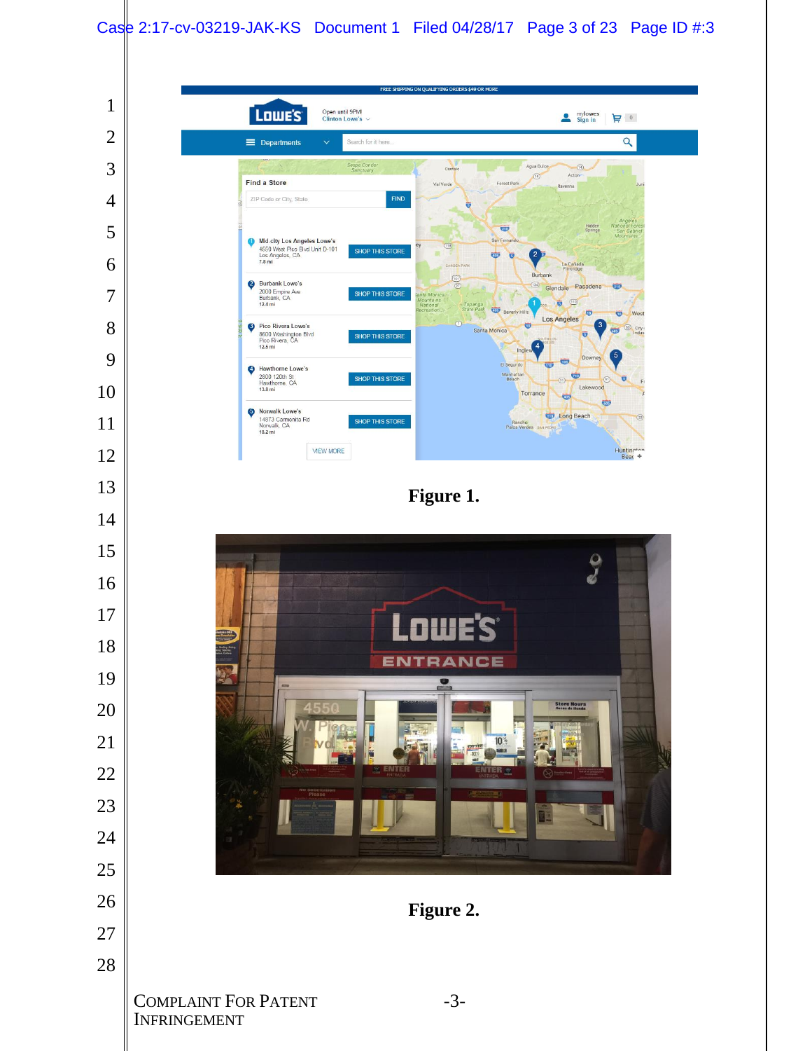Figure 1.

Figure 2.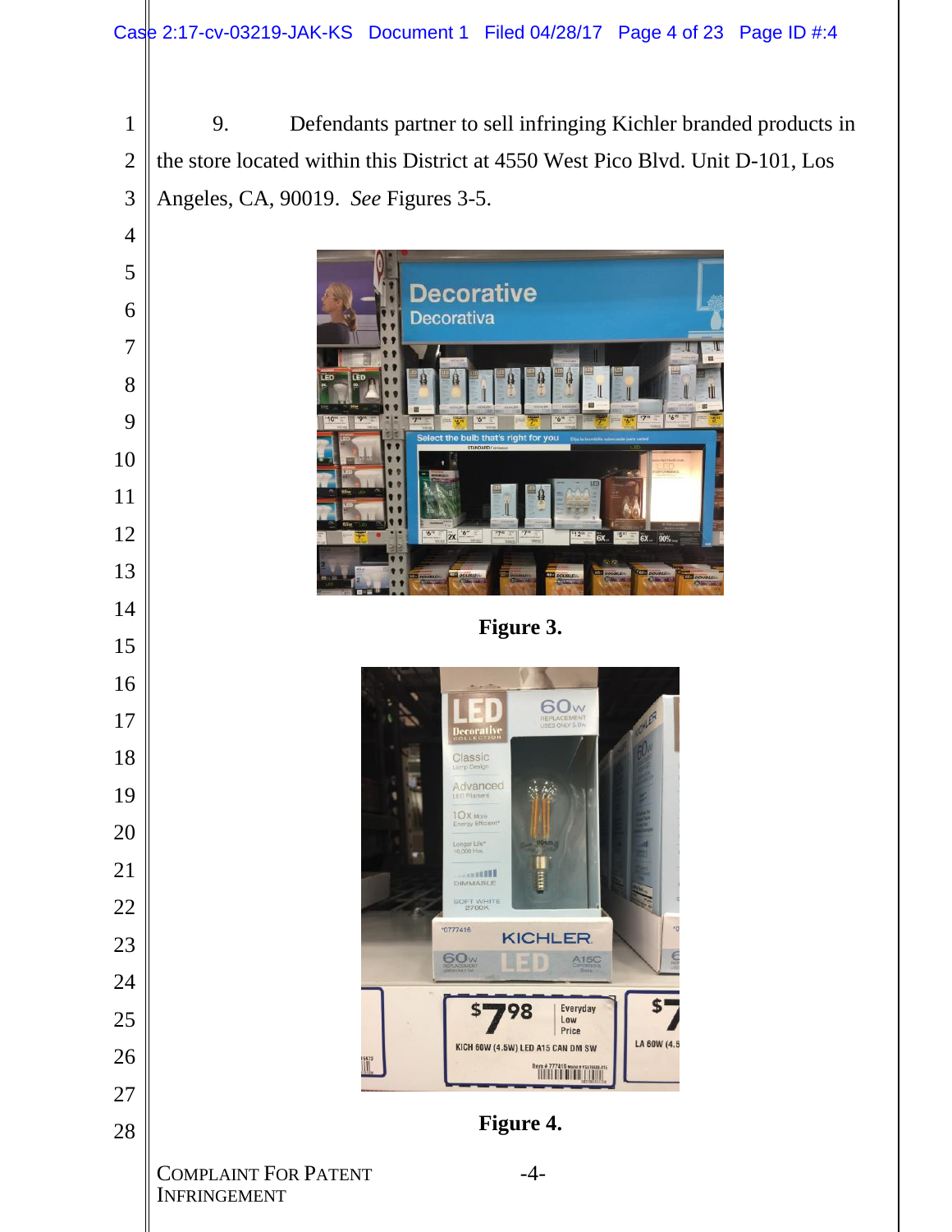9. Defendants partner to sell infringing Kichler branded products in the store located within this District at 4550 West Pico Blvd. Unit D-101, Los Angeles, CA, 90019. *See* Figures 3-5.

**Figure 3.**

**Figure 4.**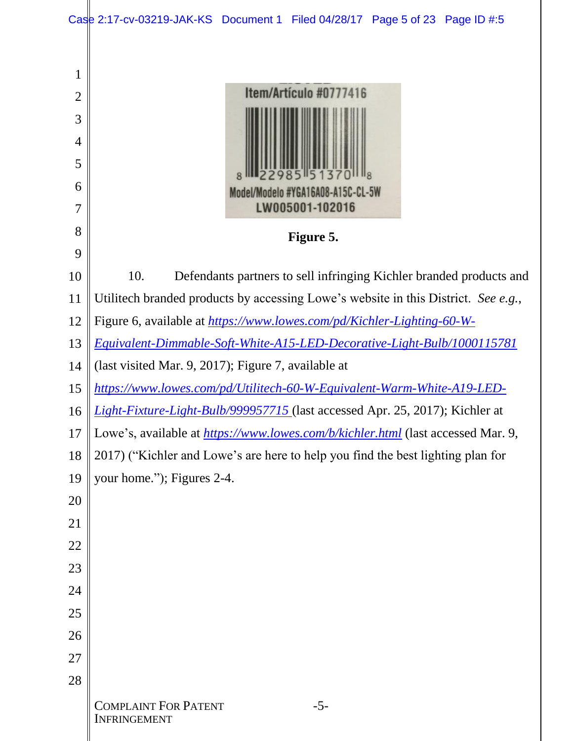Item/Artículo #0777416

8 22985 51370 8

Model/Modelo #YGA16A08-A15C-CL-5W

LW005001-102016

**Figure 5.**

10. Defendants partners to sell infringing Kichler branded products and Utilitech branded products by accessing Lowe's website in this District. *See e.g.*, Figure 6, available at *https://www.lowes.com/pd/Kichler-Lighting-60-W-Equivalent-Dimmable-Soft-White-A15-LED-Decorative-Light-Bulb/1000115781* (last visited Mar. 9, 2017); Figure 7, available at *https://www.lowes.com/pd/Utilitech-60-W-Equivalent-Warm-White-A19-LED-Light-Fixture-Light-Bulb/999957715* (last accessed Apr. 25, 2017); Kichler at Lowe's, available at *https://www.lowes.com/b/kichler.html* (last accessed Mar. 9, 2017) ("Kichler and Lowe's are here to help you find the best lighting plan for your home."); Figures 2-4.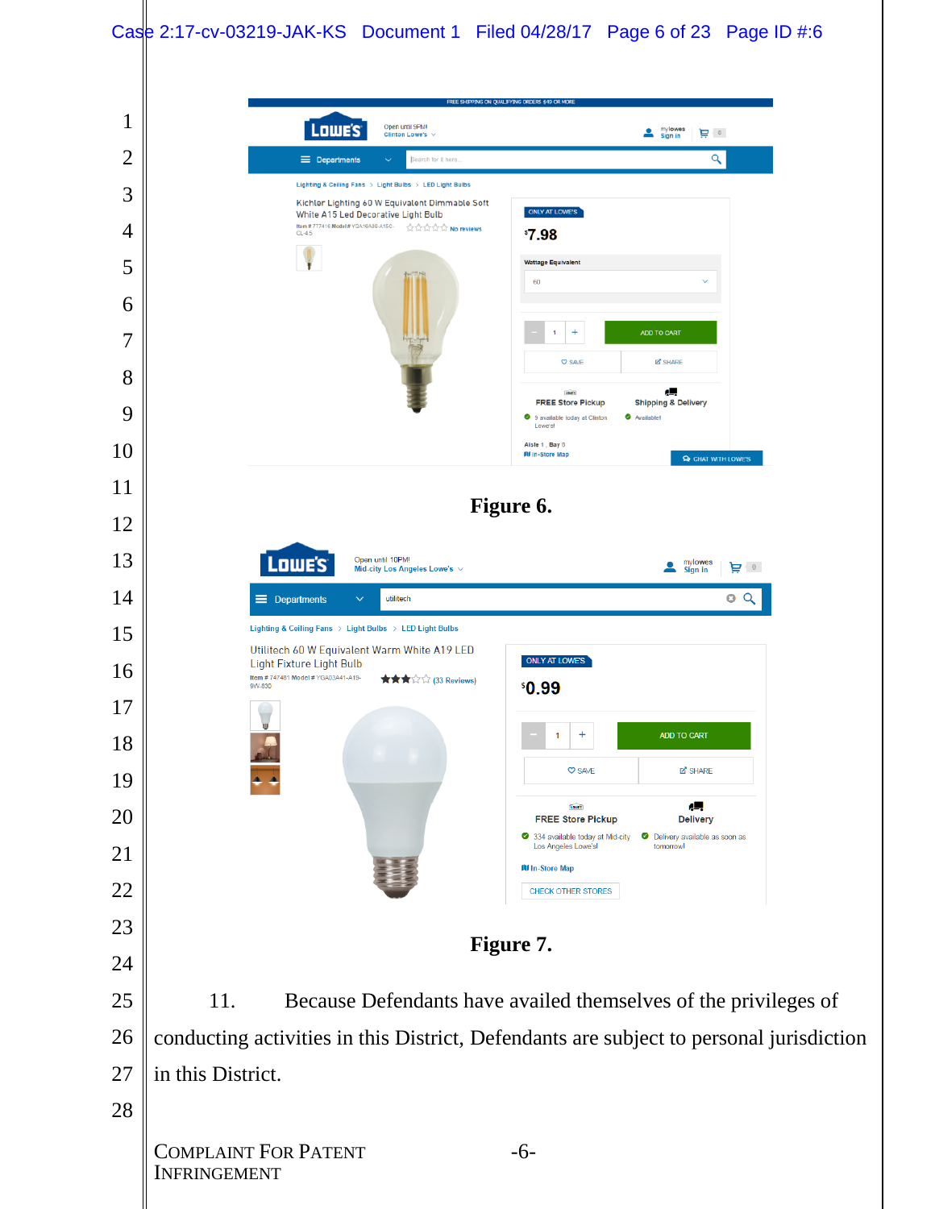**Figure 6.**

**Figure 7.**

11. Because Defendants have availed themselves of the privileges of conducting activities in this District, Defendants are subject to personal jurisdiction in this District.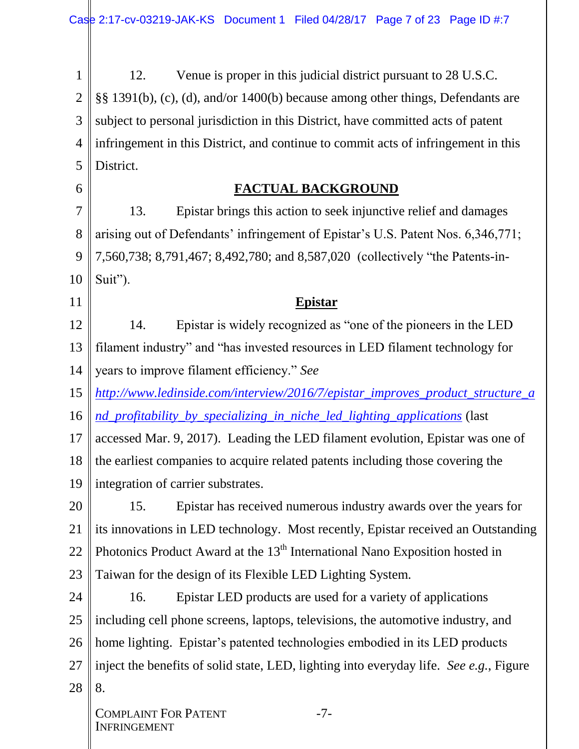12. Venue is proper in this judicial district pursuant to 28 U.S.C. §§ 1391(b), (c), (d), and/or 1400(b) because among other things, Defendants are subject to personal jurisdiction in this District, have committed acts of patent infringement in this District, and continue to commit acts of infringement in this District.

## FACTUAL BACKGROUND

13. Epistar brings this action to seek injunctive relief and damages arising out of Defendants' infringement of Epistar's U.S. Patent Nos. 6,346,771; 7,560,738; 8,791,467; 8,492,780; and 8,587,020 (collectively "the Patents-in-Suit").

### Epistar

14. Epistar is widely recognized as "one of the pioneers in the LED filament industry" and "has invested resources in LED filament technology for years to improve filament efficiency." *See* http://www.ledinside.com/interview/2016/7/epistar_improves_product_structure_and_profitability_by_specializing_in_niche_led_lighting_applications (last accessed Mar. 9, 2017). Leading the LED filament evolution, Epistar was one of the earliest companies to acquire related patents including those covering the integration of carrier substrates.

15. Epistar has received numerous industry awards over the years for its innovations in LED technology. Most recently, Epistar received an Outstanding Photonics Product Award at the 13th International Nano Exposition hosted in Taiwan for the design of its Flexible LED Lighting System.

16. Epistar LED products are used for a variety of applications including cell phone screens, laptops, televisions, the automotive industry, and home lighting. Epistar's patented technologies embodied in its LED products inject the benefits of solid state, LED, lighting into everyday life. *See e.g.*, Figure 8.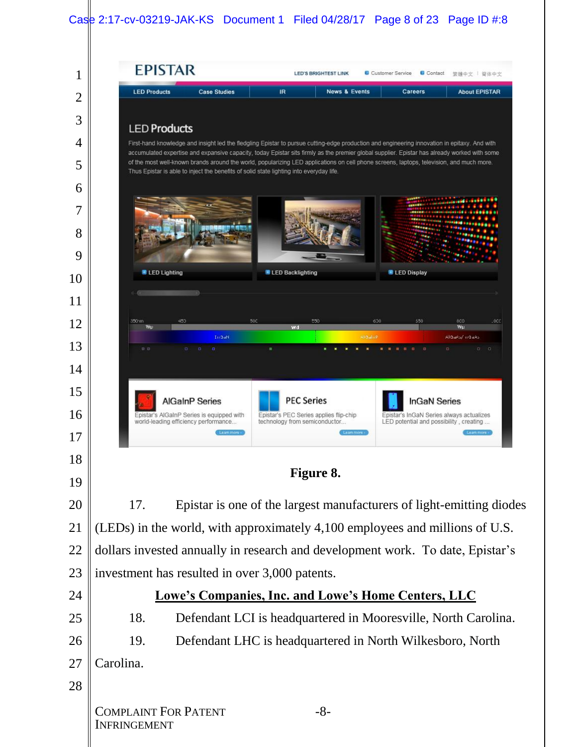Figure 8.

17. Epistar is one of the largest manufacturers of light-emitting diodes (LEDs) in the world, with approximately 4,100 employees and millions of U.S. dollars invested annually in research and development work. To date, Epistar's investment has resulted in over 3,000 patents.

**Lowe's Companies, Inc. and Lowe's Home Centers, LLC**

18. Defendant LCI is headquartered in Mooresville, North Carolina.

19. Defendant LHC is headquartered in North Wilkesboro, North Carolina.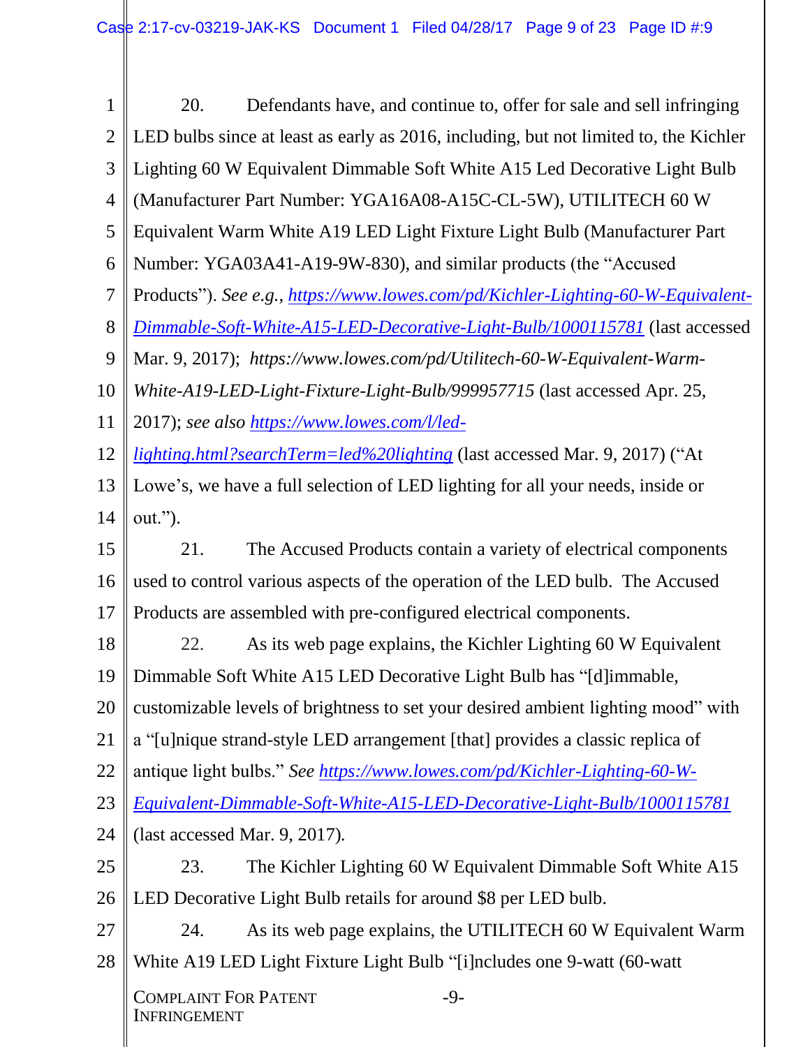20. Defendants have, and continue to, offer for sale and sell infringing LED bulbs since at least as early as 2016, including, but not limited to, the Kichler Lighting 60 W Equivalent Dimmable Soft White A15 Led Decorative Light Bulb (Manufacturer Part Number: YGA16A08-A15C-CL-5W), UTILITECH 60 W Equivalent Warm White A19 LED Light Fixture Light Bulb (Manufacturer Part Number: YGA03A41-A19-9W-830), and similar products (the "Accused Products"). *See e.g.*, *https://www.lowes.com/pd/Kichler-Lighting-60-W-Equivalent-Dimmable-Soft-White-A15-LED-Decorative-Light-Bulb/1000115781* (last accessed Mar. 9, 2017); *https://www.lowes.com/pd/Utilitech-60-W-Equivalent-Warm-White-A19-LED-Light-Fixture-Light-Bulb/999957715* (last accessed Apr. 25, 2017); *see also* *https://www.lowes.com/l/led-lighting.html?searchTerm=led%20lighting* (last accessed Mar. 9, 2017) ("At Lowe's, we have a full selection of LED lighting for all your needs, inside or out.").

21. The Accused Products contain a variety of electrical components used to control various aspects of the operation of the LED bulb. The Accused Products are assembled with pre-configured electrical components.

22. As its web page explains, the Kichler Lighting 60 W Equivalent Dimmable Soft White A15 LED Decorative Light Bulb has "[d]immable, customizable levels of brightness to set your desired ambient lighting mood" with a "[u]nique strand-style LED arrangement [that] provides a classic replica of antique light bulbs." *See* *https://www.lowes.com/pd/Kichler-Lighting-60-W-Equivalent-Dimmable-Soft-White-A15-LED-Decorative-Light-Bulb/1000115781* (last accessed Mar. 9, 2017).

23. The Kichler Lighting 60 W Equivalent Dimmable Soft White A15 LED Decorative Light Bulb retails for around $8 per LED bulb.

24. As its web page explains, the UTILITECH 60 W Equivalent Warm White A19 LED Light Fixture Light Bulb "[i]ncludes one 9-watt (60-watt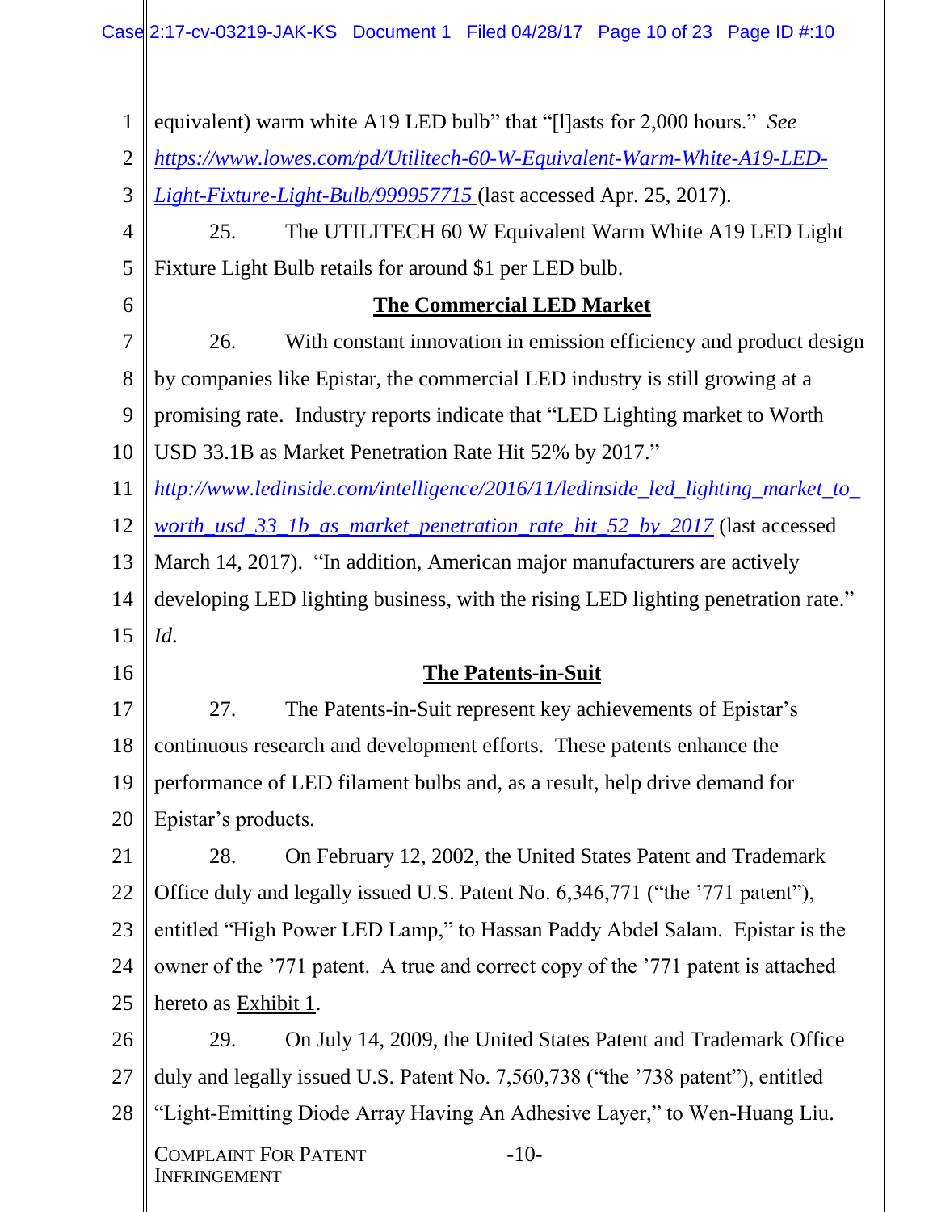equivalent) warm white A19 LED bulb" that "[l]asts for 2,000 hours." *See* https://www.lowes.com/pd/Utilitech-60-W-Equivalent-Warm-White-A19-LED-Light-Fixture-Light-Bulb/999957715 (last accessed Apr. 25, 2017).

25. The UTILITECH 60 W Equivalent Warm White A19 LED Light Fixture Light Bulb retails for around $1 per LED bulb.

**The Commercial LED Market**

26. With constant innovation in emission efficiency and product design by companies like Epistar, the commercial LED industry is still growing at a promising rate. Industry reports indicate that "LED Lighting market to Worth USD 33.1B as Market Penetration Rate Hit 52% by 2017." http://www.ledinside.com/intelligence/2016/11/ledinside_led_lighting_market_to_worth_usd_33_1b_as_market_penetration_rate_hit_52_by_2017 (last accessed March 14, 2017). "In addition, American major manufacturers are actively developing LED lighting business, with the rising LED lighting penetration rate." *Id*.

**The Patents-in-Suit**

27. The Patents-in-Suit represent key achievements of Epistar's continuous research and development efforts. These patents enhance the performance of LED filament bulbs and, as a result, help drive demand for Epistar's products.

28. On February 12, 2002, the United States Patent and Trademark Office duly and legally issued U.S. Patent No. 6,346,771 ("the '771 patent"), entitled "High Power LED Lamp," to Hassan Paddy Abdel Salam. Epistar is the owner of the '771 patent. A true and correct copy of the '771 patent is attached hereto as Exhibit 1.

29. On July 14, 2009, the United States Patent and Trademark Office duly and legally issued U.S. Patent No. 7,560,738 ("the '738 patent"), entitled "Light-Emitting Diode Array Having An Adhesive Layer," to Wen-Huang Liu.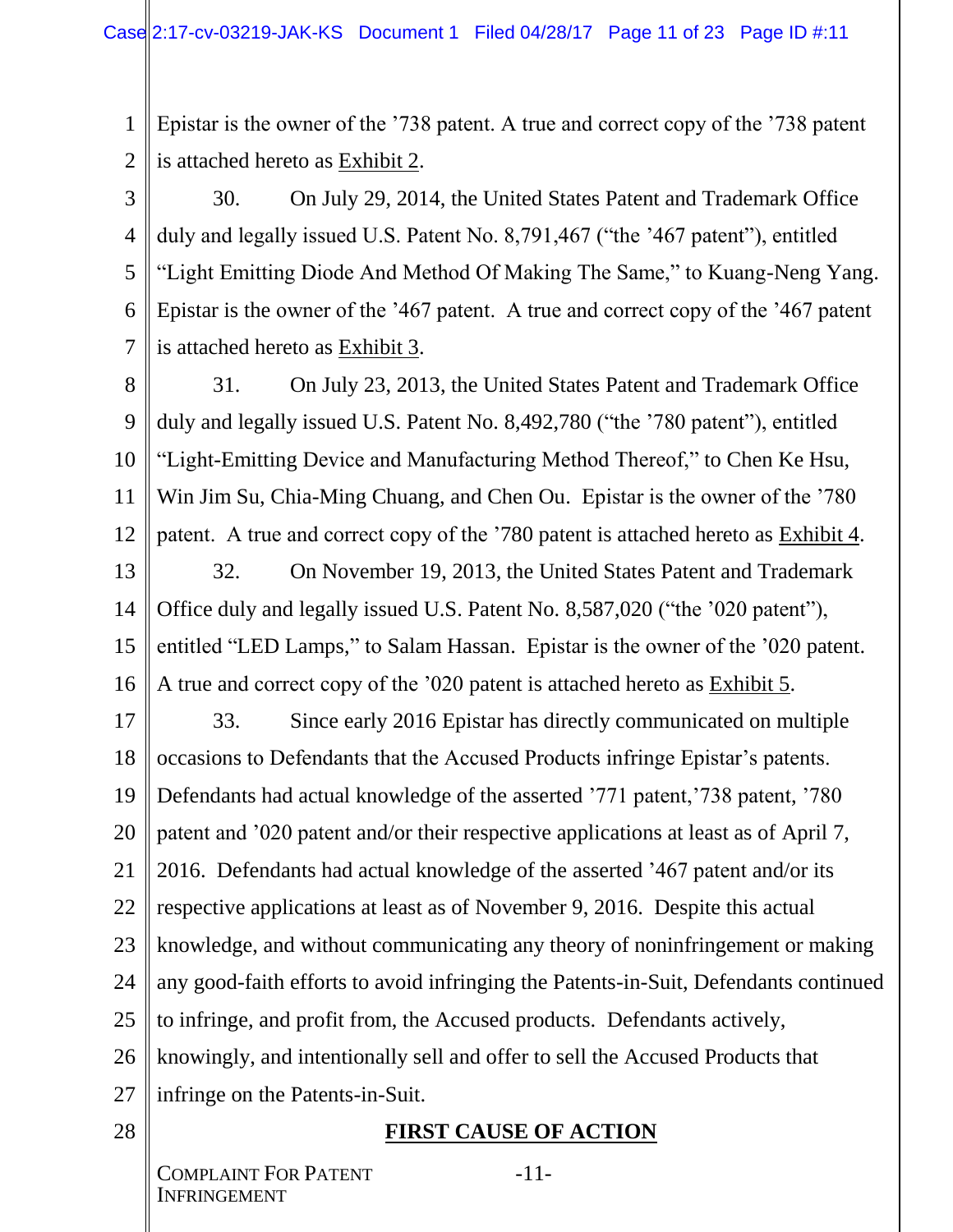Epistar is the owner of the ’738 patent. A true and correct copy of the ’738 patent is attached hereto as Exhibit 2.

30. On July 29, 2014, the United States Patent and Trademark Office duly and legally issued U.S. Patent No. 8,791,467 (“the ’467 patent”), entitled “Light Emitting Diode And Method Of Making The Same,” to Kuang-Neng Yang. Epistar is the owner of the ’467 patent. A true and correct copy of the ’467 patent is attached hereto as Exhibit 3.

31. On July 23, 2013, the United States Patent and Trademark Office duly and legally issued U.S. Patent No. 8,492,780 (“the ’780 patent”), entitled “Light-Emitting Device and Manufacturing Method Thereof,” to Chen Ke Hsu, Win Jim Su, Chia-Ming Chuang, and Chen Ou. Epistar is the owner of the ’780 patent. A true and correct copy of the ’780 patent is attached hereto as Exhibit 4.

32. On November 19, 2013, the United States Patent and Trademark Office duly and legally issued U.S. Patent No. 8,587,020 (“the ’020 patent”), entitled “LED Lamps,” to Salam Hassan. Epistar is the owner of the ’020 patent. A true and correct copy of the ’020 patent is attached hereto as Exhibit 5.

33. Since early 2016 Epistar has directly communicated on multiple occasions to Defendants that the Accused Products infringe Epistar’s patents. Defendants had actual knowledge of the asserted ’771 patent,’738 patent, ’780 patent and ’020 patent and/or their respective applications at least as of April 7, 2016. Defendants had actual knowledge of the asserted ’467 patent and/or its respective applications at least as of November 9, 2016. Despite this actual knowledge, and without communicating any theory of noninfringement or making any good-faith efforts to avoid infringing the Patents-in-Suit, Defendants continued to infringe, and profit from, the Accused products. Defendants actively, knowingly, and intentionally sell and offer to sell the Accused Products that infringe on the Patents-in-Suit.

## FIRST CAUSE OF ACTION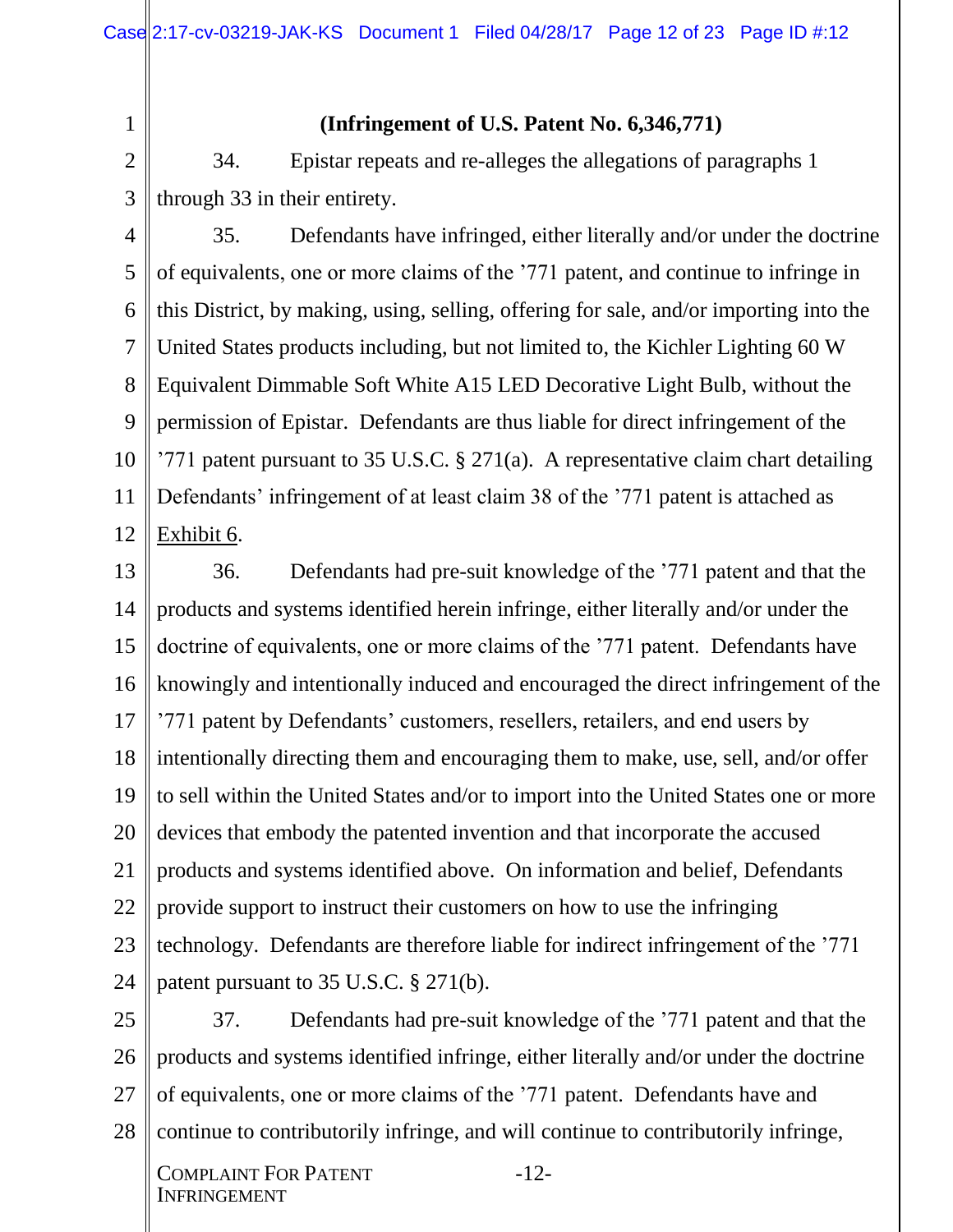**(Infringement of U.S. Patent No. 6,346,771)**

34. Epistar repeats and re-alleges the allegations of paragraphs 1 through 33 in their entirety.

35. Defendants have infringed, either literally and/or under the doctrine of equivalents, one or more claims of the ’771 patent, and continue to infringe in this District, by making, using, selling, offering for sale, and/or importing into the United States products including, but not limited to, the Kichler Lighting 60 W Equivalent Dimmable Soft White A15 LED Decorative Light Bulb, without the permission of Epistar. Defendants are thus liable for direct infringement of the ’771 patent pursuant to 35 U.S.C. § 271(a). A representative claim chart detailing Defendants’ infringement of at least claim 38 of the ’771 patent is attached as Exhibit 6.

36. Defendants had pre-suit knowledge of the ’771 patent and that the products and systems identified herein infringe, either literally and/or under the doctrine of equivalents, one or more claims of the ’771 patent. Defendants have knowingly and intentionally induced and encouraged the direct infringement of the ’771 patent by Defendants’ customers, resellers, retailers, and end users by intentionally directing them and encouraging them to make, use, sell, and/or offer to sell within the United States and/or to import into the United States one or more devices that embody the patented invention and that incorporate the accused products and systems identified above. On information and belief, Defendants provide support to instruct their customers on how to use the infringing technology. Defendants are therefore liable for indirect infringement of the ’771 patent pursuant to 35 U.S.C. § 271(b).

37. Defendants had pre-suit knowledge of the ’771 patent and that the products and systems identified infringe, either literally and/or under the doctrine of equivalents, one or more claims of the ’771 patent. Defendants have and continue to contributorily infringe, and will continue to contributorily infringe,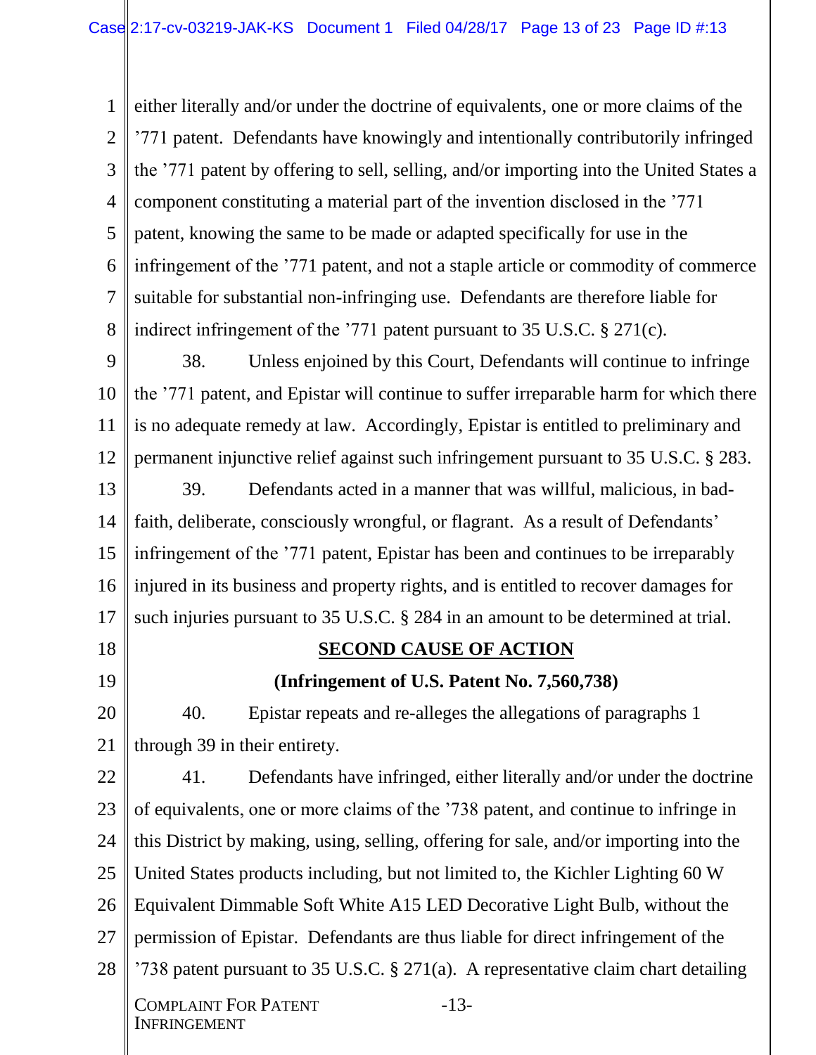either literally and/or under the doctrine of equivalents, one or more claims of the ’771 patent. Defendants have knowingly and intentionally contributorily infringed the ’771 patent by offering to sell, selling, and/or importing into the United States a component constituting a material part of the invention disclosed in the ’771 patent, knowing the same to be made or adapted specifically for use in the infringement of the ’771 patent, and not a staple article or commodity of commerce suitable for substantial non-infringing use. Defendants are therefore liable for indirect infringement of the ’771 patent pursuant to 35 U.S.C. § 271(c).

38. Unless enjoined by this Court, Defendants will continue to infringe the ’771 patent, and Epistar will continue to suffer irreparable harm for which there is no adequate remedy at law. Accordingly, Epistar is entitled to preliminary and permanent injunctive relief against such infringement pursuant to 35 U.S.C. § 283.

39. Defendants acted in a manner that was willful, malicious, in bad-faith, deliberate, consciously wrongful, or flagrant. As a result of Defendants’ infringement of the ’771 patent, Epistar has been and continues to be irreparably injured in its business and property rights, and is entitled to recover damages for such injuries pursuant to 35 U.S.C. § 284 in an amount to be determined at trial.

## SECOND CAUSE OF ACTION

### (Infringement of U.S. Patent No. 7,560,738)

40. Epistar repeats and re-alleges the allegations of paragraphs 1 through 39 in their entirety.

41. Defendants have infringed, either literally and/or under the doctrine of equivalents, one or more claims of the ’738 patent, and continue to infringe in this District by making, using, selling, offering for sale, and/or importing into the United States products including, but not limited to, the Kichler Lighting 60 W Equivalent Dimmable Soft White A15 LED Decorative Light Bulb, without the permission of Epistar. Defendants are thus liable for direct infringement of the ’738 patent pursuant to 35 U.S.C. § 271(a). A representative claim chart detailing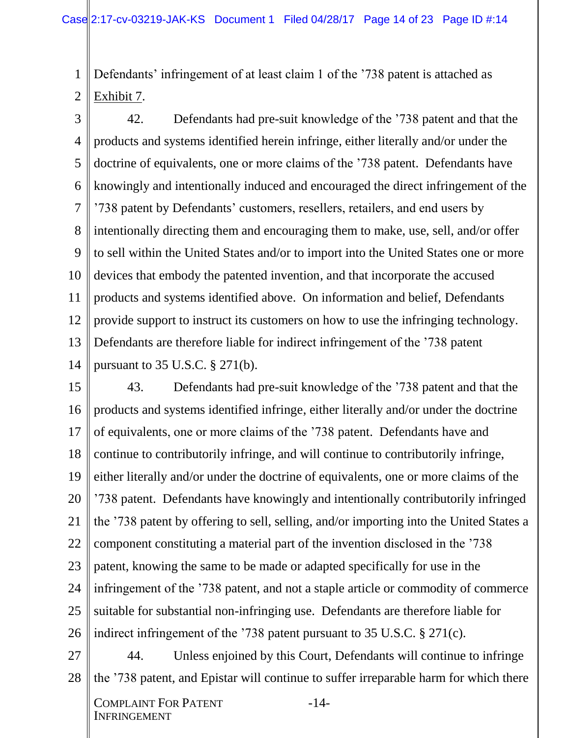Defendants' infringement of at least claim 1 of the '738 patent is attached as Exhibit 7.

42. Defendants had pre-suit knowledge of the '738 patent and that the products and systems identified herein infringe, either literally and/or under the doctrine of equivalents, one or more claims of the '738 patent. Defendants have knowingly and intentionally induced and encouraged the direct infringement of the '738 patent by Defendants' customers, resellers, retailers, and end users by intentionally directing them and encouraging them to make, use, sell, and/or offer to sell within the United States and/or to import into the United States one or more devices that embody the patented invention, and that incorporate the accused products and systems identified above. On information and belief, Defendants provide support to instruct its customers on how to use the infringing technology. Defendants are therefore liable for indirect infringement of the '738 patent pursuant to 35 U.S.C. § 271(b).

43. Defendants had pre-suit knowledge of the '738 patent and that the products and systems identified infringe, either literally and/or under the doctrine of equivalents, one or more claims of the '738 patent. Defendants have and continue to contributorily infringe, and will continue to contributorily infringe, either literally and/or under the doctrine of equivalents, one or more claims of the '738 patent. Defendants have knowingly and intentionally contributorily infringed the '738 patent by offering to sell, selling, and/or importing into the United States a component constituting a material part of the invention disclosed in the '738 patent, knowing the same to be made or adapted specifically for use in the infringement of the '738 patent, and not a staple article or commodity of commerce suitable for substantial non-infringing use. Defendants are therefore liable for indirect infringement of the '738 patent pursuant to 35 U.S.C. § 271(c).

44. Unless enjoined by this Court, Defendants will continue to infringe the '738 patent, and Epistar will continue to suffer irreparable harm for which there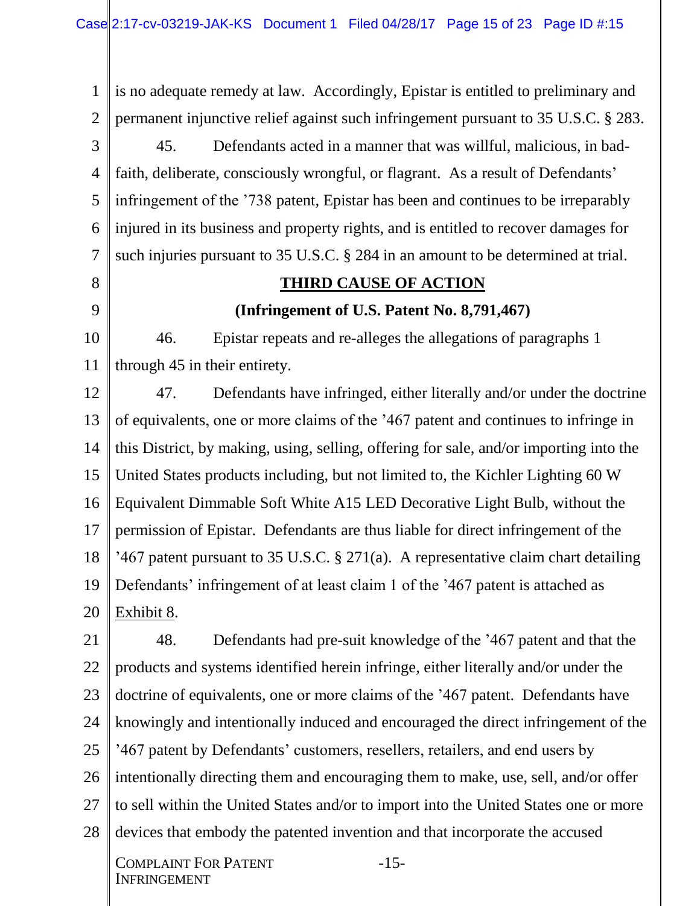is no adequate remedy at law. Accordingly, Epistar is entitled to preliminary and permanent injunctive relief against such infringement pursuant to 35 U.S.C. § 283.

45. Defendants acted in a manner that was willful, malicious, in bad-faith, deliberate, consciously wrongful, or flagrant. As a result of Defendants' infringement of the '738 patent, Epistar has been and continues to be irreparably injured in its business and property rights, and is entitled to recover damages for such injuries pursuant to 35 U.S.C. § 284 in an amount to be determined at trial.

## THIRD CAUSE OF ACTION

### (Infringement of U.S. Patent No. 8,791,467)

46. Epistar repeats and re-alleges the allegations of paragraphs 1 through 45 in their entirety.

47. Defendants have infringed, either literally and/or under the doctrine of equivalents, one or more claims of the '467 patent and continues to infringe in this District, by making, using, selling, offering for sale, and/or importing into the United States products including, but not limited to, the Kichler Lighting 60 W Equivalent Dimmable Soft White A15 LED Decorative Light Bulb, without the permission of Epistar. Defendants are thus liable for direct infringement of the '467 patent pursuant to 35 U.S.C. § 271(a). A representative claim chart detailing Defendants' infringement of at least claim 1 of the '467 patent is attached as Exhibit 8.

48. Defendants had pre-suit knowledge of the '467 patent and that the products and systems identified herein infringe, either literally and/or under the doctrine of equivalents, one or more claims of the '467 patent. Defendants have knowingly and intentionally induced and encouraged the direct infringement of the '467 patent by Defendants' customers, resellers, retailers, and end users by intentionally directing them and encouraging them to make, use, sell, and/or offer to sell within the United States and/or to import into the United States one or more devices that embody the patented invention and that incorporate the accused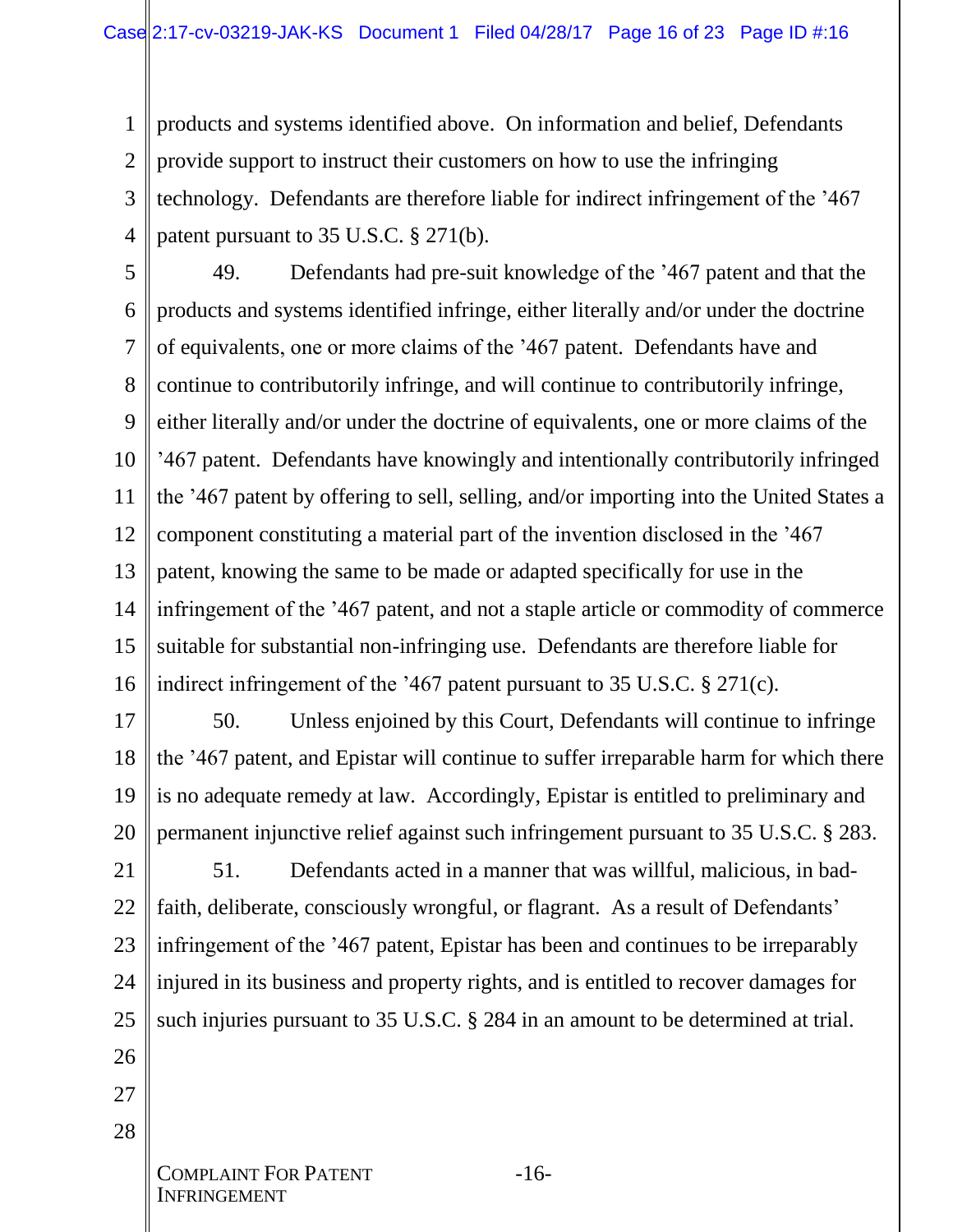products and systems identified above. On information and belief, Defendants provide support to instruct their customers on how to use the infringing technology. Defendants are therefore liable for indirect infringement of the ’467 patent pursuant to 35 U.S.C. § 271(b).

49. Defendants had pre-suit knowledge of the ’467 patent and that the products and systems identified infringe, either literally and/or under the doctrine of equivalents, one or more claims of the ’467 patent. Defendants have and continue to contributorily infringe, and will continue to contributorily infringe, either literally and/or under the doctrine of equivalents, one or more claims of the ’467 patent. Defendants have knowingly and intentionally contributorily infringed the ’467 patent by offering to sell, selling, and/or importing into the United States a component constituting a material part of the invention disclosed in the ’467 patent, knowing the same to be made or adapted specifically for use in the infringement of the ’467 patent, and not a staple article or commodity of commerce suitable for substantial non-infringing use. Defendants are therefore liable for indirect infringement of the ’467 patent pursuant to 35 U.S.C. § 271(c).

50. Unless enjoined by this Court, Defendants will continue to infringe the ’467 patent, and Epistar will continue to suffer irreparable harm for which there is no adequate remedy at law. Accordingly, Epistar is entitled to preliminary and permanent injunctive relief against such infringement pursuant to 35 U.S.C. § 283.

51. Defendants acted in a manner that was willful, malicious, in bad-faith, deliberate, consciously wrongful, or flagrant. As a result of Defendants’ infringement of the ’467 patent, Epistar has been and continues to be irreparably injured in its business and property rights, and is entitled to recover damages for such injuries pursuant to 35 U.S.C. § 284 in an amount to be determined at trial.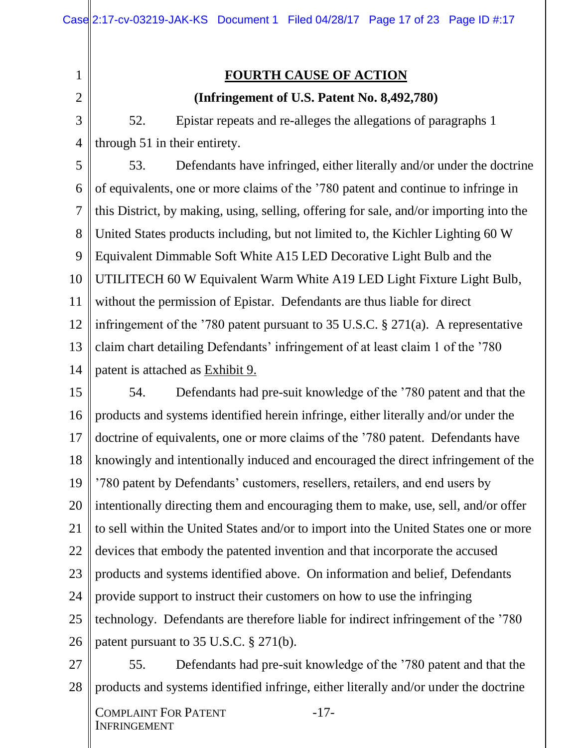## FOURTH CAUSE OF ACTION

**(Infringement of U.S. Patent No. 8,492,780)**

52. Epistar repeats and re-alleges the allegations of paragraphs 1 through 51 in their entirety.

53. Defendants have infringed, either literally and/or under the doctrine of equivalents, one or more claims of the ’780 patent and continue to infringe in this District, by making, using, selling, offering for sale, and/or importing into the United States products including, but not limited to, the Kichler Lighting 60 W Equivalent Dimmable Soft White A15 LED Decorative Light Bulb and the UTILITECH 60 W Equivalent Warm White A19 LED Light Fixture Light Bulb, without the permission of Epistar. Defendants are thus liable for direct infringement of the ’780 patent pursuant to 35 U.S.C. § 271(a). A representative claim chart detailing Defendants’ infringement of at least claim 1 of the ’780 patent is attached as Exhibit 9.

54. Defendants had pre-suit knowledge of the ’780 patent and that the products and systems identified herein infringe, either literally and/or under the doctrine of equivalents, one or more claims of the ’780 patent. Defendants have knowingly and intentionally induced and encouraged the direct infringement of the ’780 patent by Defendants’ customers, resellers, retailers, and end users by intentionally directing them and encouraging them to make, use, sell, and/or offer to sell within the United States and/or to import into the United States one or more devices that embody the patented invention and that incorporate the accused products and systems identified above. On information and belief, Defendants provide support to instruct their customers on how to use the infringing technology. Defendants are therefore liable for indirect infringement of the ’780 patent pursuant to 35 U.S.C. § 271(b).

55. Defendants had pre-suit knowledge of the ’780 patent and that the products and systems identified infringe, either literally and/or under the doctrine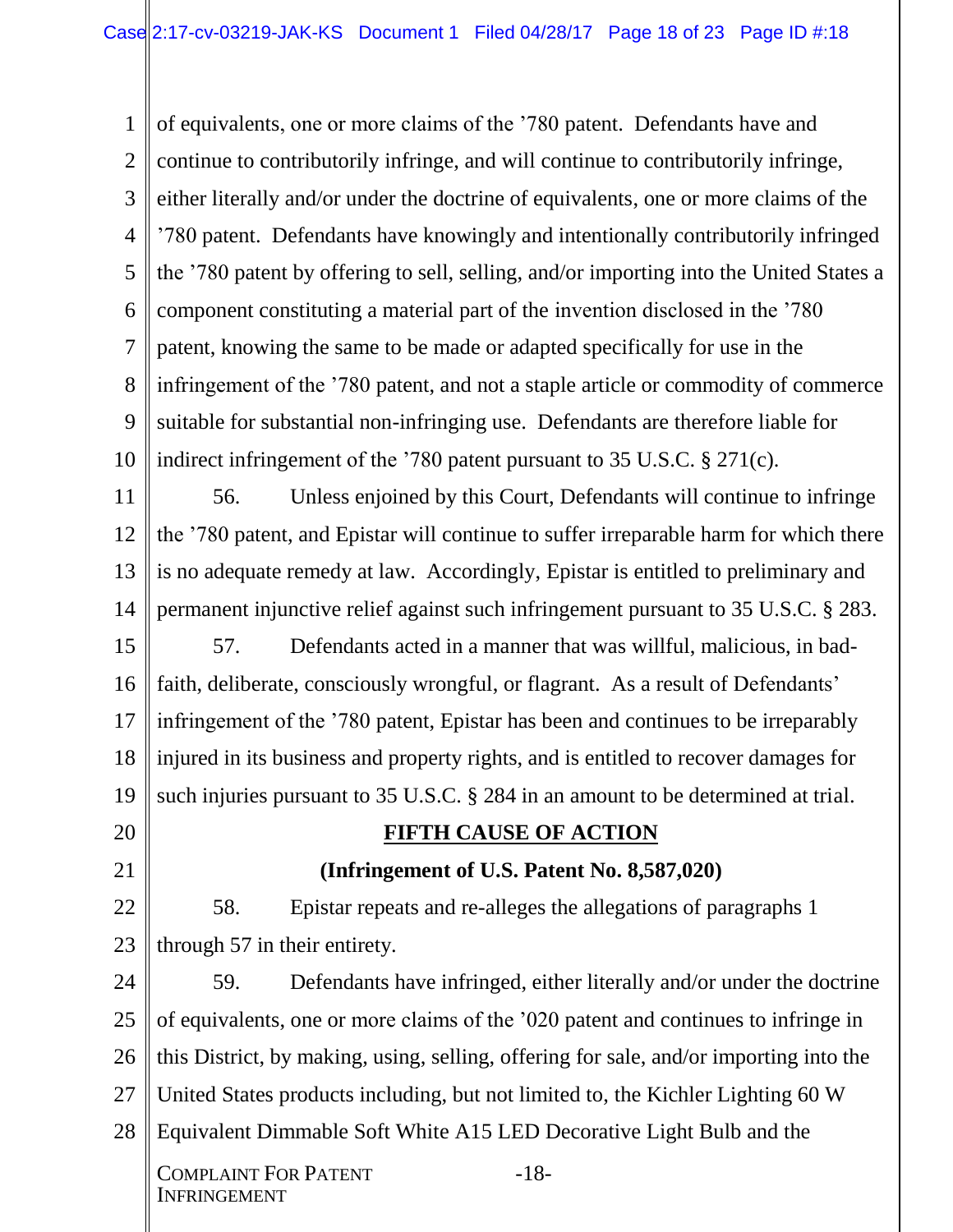of equivalents, one or more claims of the ’780 patent. Defendants have and continue to contributorily infringe, and will continue to contributorily infringe, either literally and/or under the doctrine of equivalents, one or more claims of the ’780 patent. Defendants have knowingly and intentionally contributorily infringed the ’780 patent by offering to sell, selling, and/or importing into the United States a component constituting a material part of the invention disclosed in the ’780 patent, knowing the same to be made or adapted specifically for use in the infringement of the ’780 patent, and not a staple article or commodity of commerce suitable for substantial non-infringing use. Defendants are therefore liable for indirect infringement of the ’780 patent pursuant to 35 U.S.C. § 271(c).

56. Unless enjoined by this Court, Defendants will continue to infringe the ’780 patent, and Epistar will continue to suffer irreparable harm for which there is no adequate remedy at law. Accordingly, Epistar is entitled to preliminary and permanent injunctive relief against such infringement pursuant to 35 U.S.C. § 283.

57. Defendants acted in a manner that was willful, malicious, in bad-faith, deliberate, consciously wrongful, or flagrant. As a result of Defendants’ infringement of the ’780 patent, Epistar has been and continues to be irreparably injured in its business and property rights, and is entitled to recover damages for such injuries pursuant to 35 U.S.C. § 284 in an amount to be determined at trial.

**FIFTH CAUSE OF ACTION**

**(Infringement of U.S. Patent No. 8,587,020)**

58. Epistar repeats and re-alleges the allegations of paragraphs 1 through 57 in their entirety.

59. Defendants have infringed, either literally and/or under the doctrine of equivalents, one or more claims of the ’020 patent and continues to infringe in this District, by making, using, selling, offering for sale, and/or importing into the United States products including, but not limited to, the Kichler Lighting 60 W Equivalent Dimmable Soft White A15 LED Decorative Light Bulb and the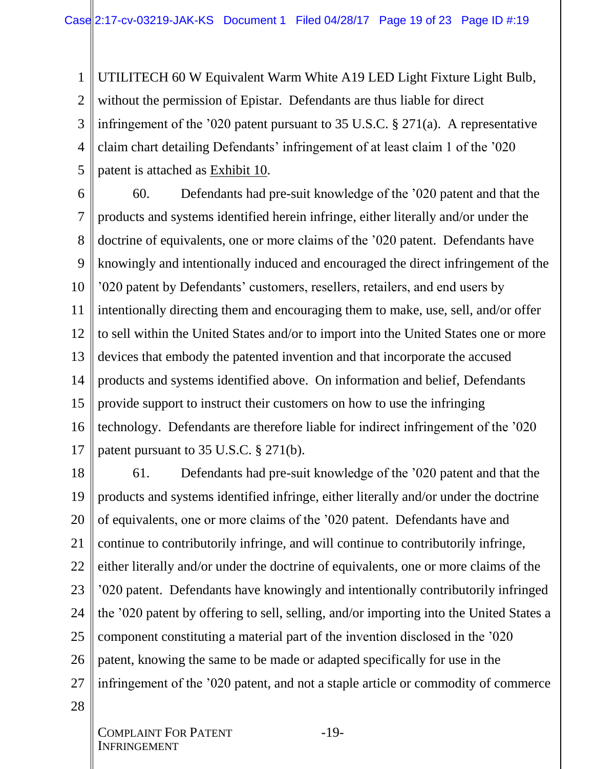UTILITECH 60 W Equivalent Warm White A19 LED Light Fixture Light Bulb, without the permission of Epistar. Defendants are thus liable for direct infringement of the ’020 patent pursuant to 35 U.S.C. § 271(a). A representative claim chart detailing Defendants’ infringement of at least claim 1 of the ’020 patent is attached as Exhibit 10.

60. Defendants had pre-suit knowledge of the ’020 patent and that the products and systems identified herein infringe, either literally and/or under the doctrine of equivalents, one or more claims of the ’020 patent. Defendants have knowingly and intentionally induced and encouraged the direct infringement of the ’020 patent by Defendants’ customers, resellers, retailers, and end users by intentionally directing them and encouraging them to make, use, sell, and/or offer to sell within the United States and/or to import into the United States one or more devices that embody the patented invention and that incorporate the accused products and systems identified above. On information and belief, Defendants provide support to instruct their customers on how to use the infringing technology. Defendants are therefore liable for indirect infringement of the ’020 patent pursuant to 35 U.S.C. § 271(b).

61. Defendants had pre-suit knowledge of the ’020 patent and that the products and systems identified infringe, either literally and/or under the doctrine of equivalents, one or more claims of the ’020 patent. Defendants have and continue to contributorily infringe, and will continue to contributorily infringe, either literally and/or under the doctrine of equivalents, one or more claims of the ’020 patent. Defendants have knowingly and intentionally contributorily infringed the ’020 patent by offering to sell, selling, and/or importing into the United States a component constituting a material part of the invention disclosed in the ’020 patent, knowing the same to be made or adapted specifically for use in the infringement of the ’020 patent, and not a staple article or commodity of commerce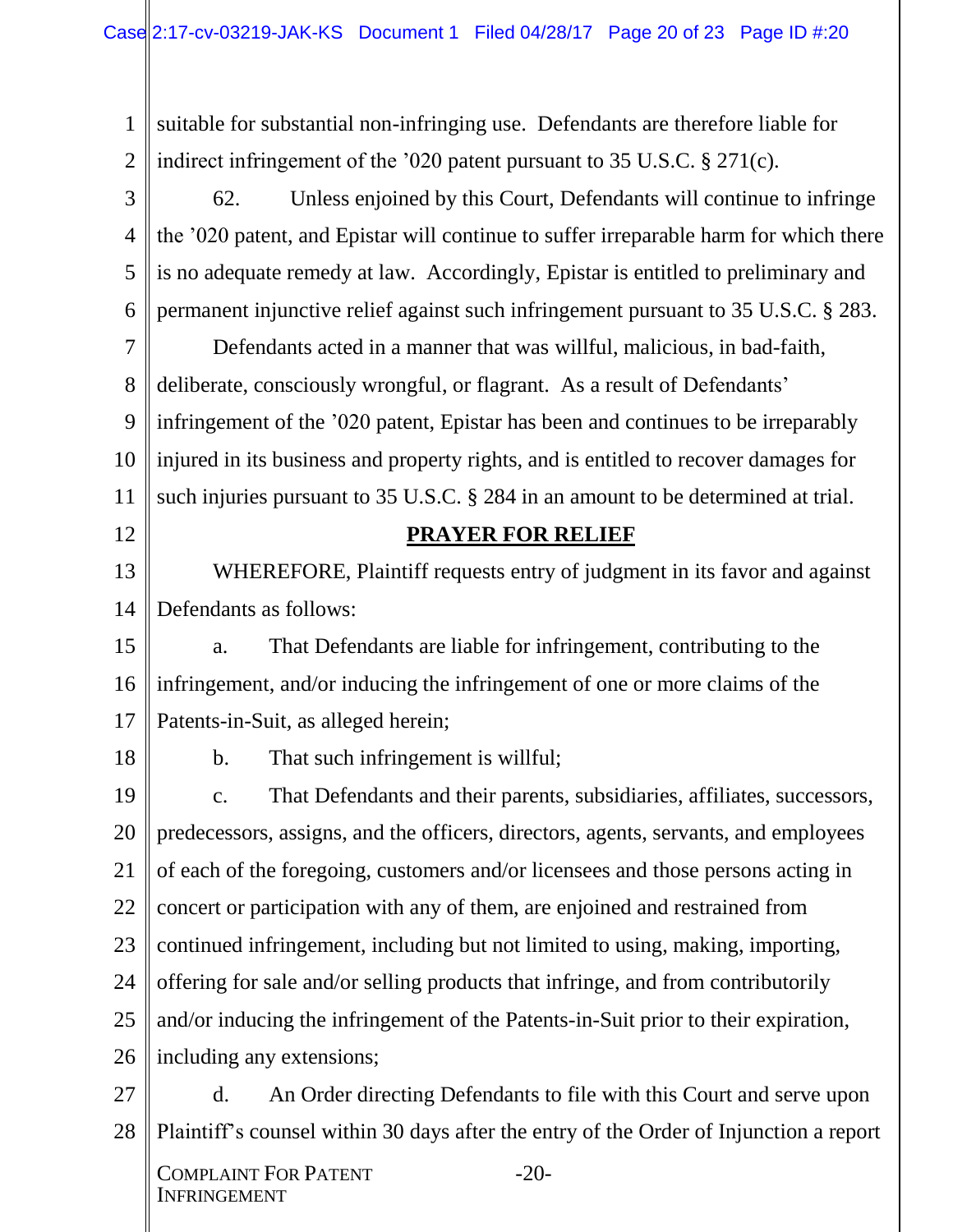suitable for substantial non-infringing use. Defendants are therefore liable for indirect infringement of the ’020 patent pursuant to 35 U.S.C. § 271(c).

62. Unless enjoined by this Court, Defendants will continue to infringe the ’020 patent, and Epistar will continue to suffer irreparable harm for which there is no adequate remedy at law. Accordingly, Epistar is entitled to preliminary and permanent injunctive relief against such infringement pursuant to 35 U.S.C. § 283.

Defendants acted in a manner that was willful, malicious, in bad-faith, deliberate, consciously wrongful, or flagrant. As a result of Defendants’ infringement of the ’020 patent, Epistar has been and continues to be irreparably injured in its business and property rights, and is entitled to recover damages for such injuries pursuant to 35 U.S.C. § 284 in an amount to be determined at trial.

## PRAYER FOR RELIEF

WHEREFORE, Plaintiff requests entry of judgment in its favor and against Defendants as follows:

a. That Defendants are liable for infringement, contributing to the infringement, and/or inducing the infringement of one or more claims of the Patents-in-Suit, as alleged herein;

b. That such infringement is willful;

c. That Defendants and their parents, subsidiaries, affiliates, successors, predecessors, assigns, and the officers, directors, agents, servants, and employees of each of the foregoing, customers and/or licensees and those persons acting in concert or participation with any of them, are enjoined and restrained from continued infringement, including but not limited to using, making, importing, offering for sale and/or selling products that infringe, and from contributorily and/or inducing the infringement of the Patents-in-Suit prior to their expiration, including any extensions;

d. An Order directing Defendants to file with this Court and serve upon Plaintiff’s counsel within 30 days after the entry of the Order of Injunction a report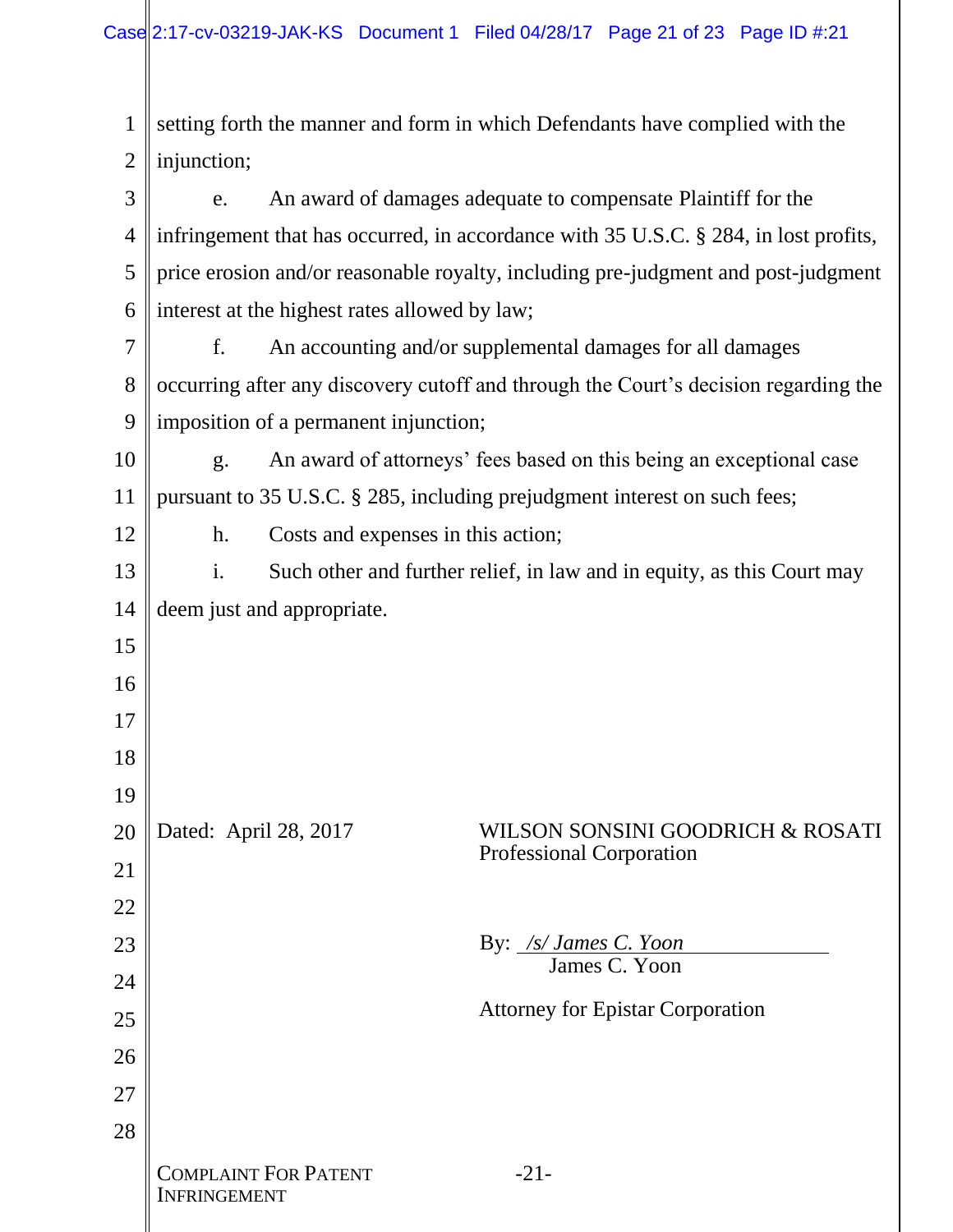setting forth the manner and form in which Defendants have complied with the injunction;

e. An award of damages adequate to compensate Plaintiff for the infringement that has occurred, in accordance with 35 U.S.C. § 284, in lost profits, price erosion and/or reasonable royalty, including pre-judgment and post-judgment interest at the highest rates allowed by law;

f. An accounting and/or supplemental damages for all damages occurring after any discovery cutoff and through the Court's decision regarding the imposition of a permanent injunction;

g. An award of attorneys' fees based on this being an exceptional case pursuant to 35 U.S.C. § 285, including prejudgment interest on such fees;

h. Costs and expenses in this action;

i. Such other and further relief, in law and in equity, as this Court may deem just and appropriate.

Dated: April 28, 2017

WILSON SONSINI GOODRICH & ROSATI
Professional Corporation

By: */s/ James C. Yoon*
James C. Yoon

Attorney for Epistar Corporation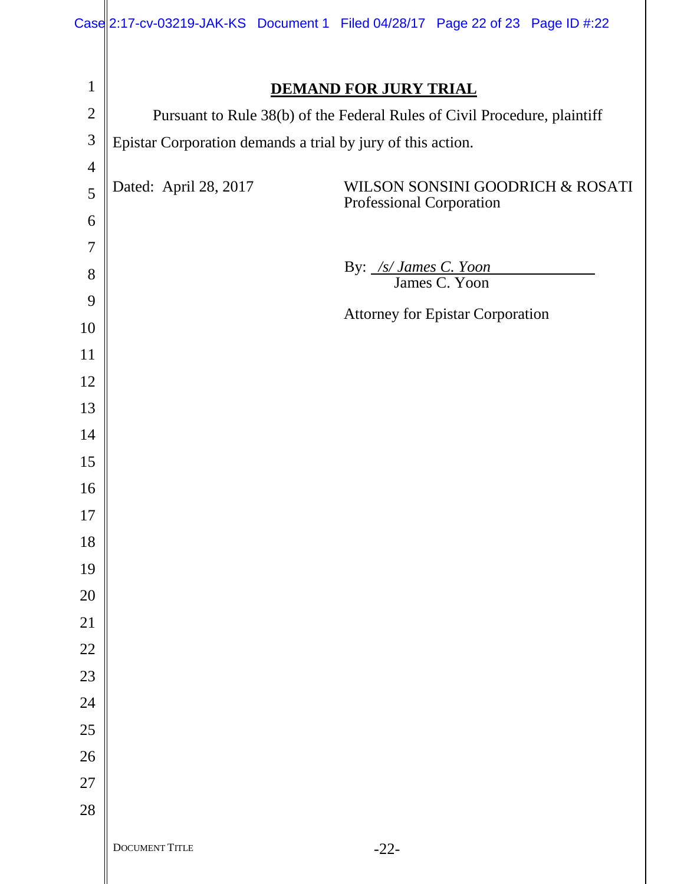## DEMAND FOR JURY TRIAL

Pursuant to Rule 38(b) of the Federal Rules of Civil Procedure, plaintiff Epistar Corporation demands a trial by jury of this action.

Dated: April 28, 2017

WILSON SONSINI GOODRICH & ROSATI
Professional Corporation

By: */s/ James C. Yoon*
James C. Yoon

Attorney for Epistar Corporation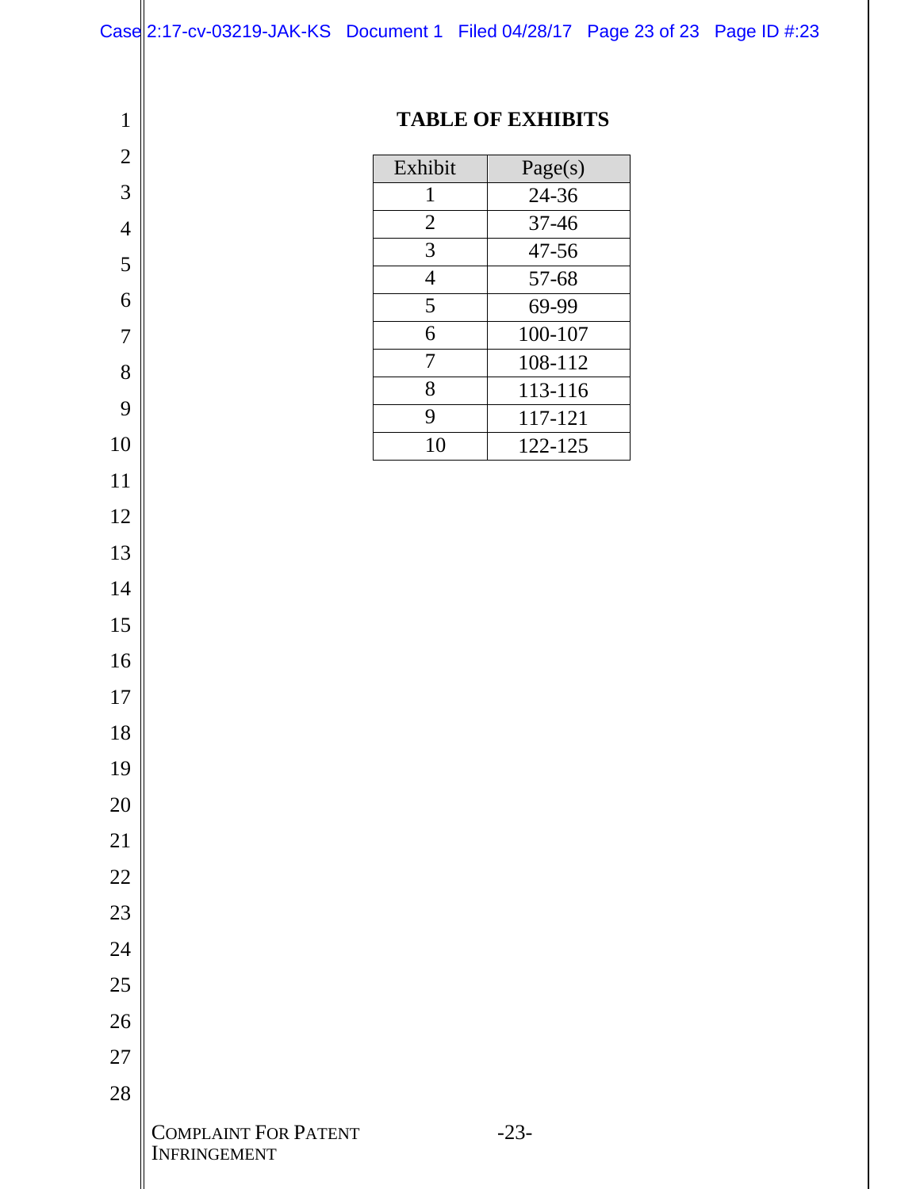# TABLE OF EXHIBITS

| Exhibit | Page(s) |
|---|---|
| 1 | 24-36 |
| 2 | 37-46 |
| 3 | 47-56 |
| 4 | 57-68 |
| 5 | 69-99 |
| 6 | 100-107 |
| 7 | 108-112 |
| 8 | 113-116 |
| 9 | 117-121 |
| 10 | 122-125 |